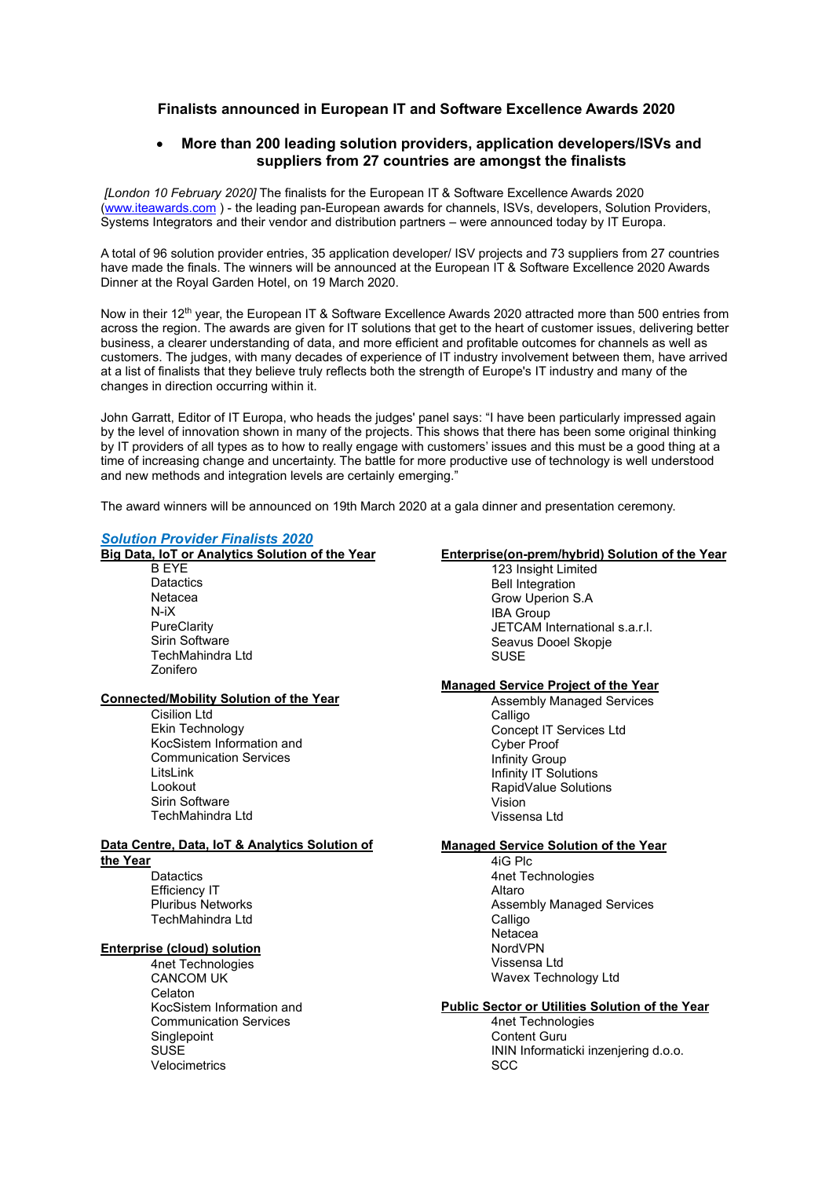# Finalists announced in European IT and Software Excellence Awards 2020

- **More than 200 leading solution providers, application developers/ISVs and suppliers from 27 countries are amongst the finalists**

*[London 10 February 2020]* The finalists for the European IT & Software Excellence Awards 2020 (www.iteawards.com ) - the leading pan-European awards for channels, ISVs, developers, Solution Providers, Systems Integrators and their vendor and distribution partners – were announced today by IT Europa.

A total of 96 solution provider entries, 35 application developer/ ISV projects and 73 suppliers from 27 countries have made the finals. The winners will be announced at the European IT & Software Excellence 2020 Awards Dinner at the Royal Garden Hotel, on 19 March 2020.

Now in their 12th year, the European IT & Software Excellence Awards 2020 attracted more than 500 entries from across the region. The awards are given for IT solutions that get to the heart of customer issues, delivering better business, a clearer understanding of data, and more efficient and profitable outcomes for channels as well as customers. The judges, with many decades of experience of IT industry involvement between them, have arrived at a list of finalists that they believe truly reflects both the strength of Europe's IT industry and many of the changes in direction occurring within it.

John Garratt, Editor of IT Europa, who heads the judges' panel says: "I have been particularly impressed again by the level of innovation shown in many of the projects. This shows that there has been some original thinking by IT providers of all types as to how to really engage with customers' issues and this must be a good thing at a time of increasing change and uncertainty. The battle for more productive use of technology is well understood and new methods and integration levels are certainly emerging."

The award winners will be announced on 19th March 2020 at a gala dinner and presentation ceremony.

## *Solution Provider Finalists 2020*

**Big Data, IoT or Analytics Solution of the Year**

- B EYE
- Datactics
- Netacea
- N-iX
- PureClarity
- Sirin Software
- TechMahindra Ltd
- Zonifero

**Connected/Mobility Solution of the Year**

- Cisilion Ltd
- Ekin Technology
- KocSistem Information and Communication Services
- LitsLink
- Lookout
- Sirin Software
- TechMahindra Ltd

**Data Centre, Data, IoT & Analytics Solution of the Year**

- Datactics
- Efficiency IT
- Pluribus Networks
- TechMahindra Ltd

**Enterprise (cloud) solution**

- 4net Technologies
- CANCOM UK
- Celaton
- KocSistem Information and Communication Services
- Singlepoint
- SUSE
- Velocimetrics

**Enterprise(on-prem/hybrid) Solution of the Year**

- 123 Insight Limited
- Bell Integration
- Grow Uperion S.A
- IBA Group
- JETCAM International s.a.r.l.
- Seavus Dooel Skopje
- SUSE

**Managed Service Project of the Year**

- Assembly Managed Services
- Calligo
- Concept IT Services Ltd
- Cyber Proof
- Infinity Group
- Infinity IT Solutions
- RapidValue Solutions
- Vision
- Vissensa Ltd

**Managed Service Solution of the Year**

- 4iG Plc
- 4net Technologies
- Altaro
- Assembly Managed Services
- Calligo
- Netacea
- NordVPN
- Vissensa Ltd
- Wavex Technology Ltd

**Public Sector or Utilities Solution of the Year**

- 4net Technologies
- Content Guru
- ININ Informaticki inzenjering d.o.o.
- SCC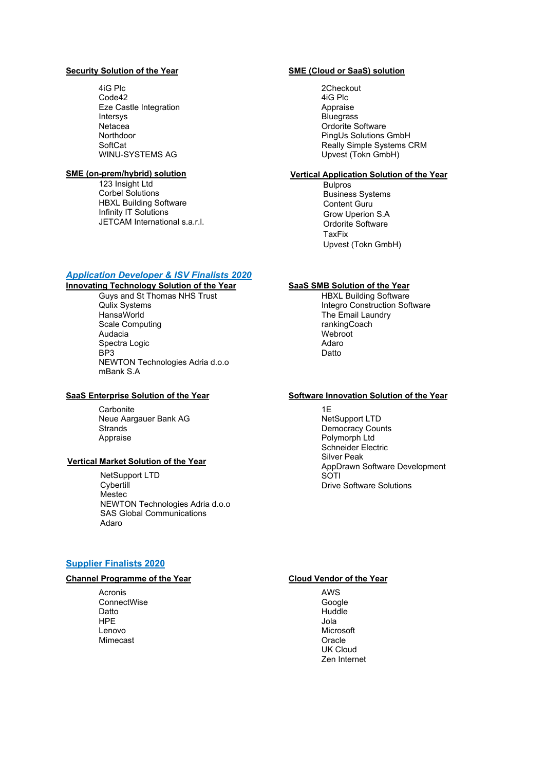**Security Solution of the Year**

- 4iG Plc
- Code42
- Eze Castle Integration
- Intersys
- Netacea
- Northdoor
- SoftCat
- WINU-SYSTEMS AG

**SME (on-prem/hybrid) solution**

- 123 Insight Ltd
- Corbel Solutions
- HBXL Building Software
- Infinity IT Solutions
- JETCAM International s.a.r.l.

**SME (Cloud or SaaS) solution**

- 2Checkout
- 4iG Plc
- Appraise
- Bluegrass
- Ordorite Software
- PingUs Solutions GmbH
- Really Simple Systems CRM
- Upvest (Tokn GmbH)

**Vertical Application Solution of the Year**

- Bulpros
- Business Systems
- Content Guru
- Grow Uperion S.A
- Ordorite Software
- TaxFix
- Upvest (Tokn GmbH)

## *Application Developer & ISV Finalists 2020*

**Innovating Technology Solution of the Year**

- Guys and St Thomas NHS Trust
- Qulix Systems
- HansaWorld
- Scale Computing
- Audacia
- Spectra Logic
- BP3
- NEWTON Technologies Adria d.o.o
- mBank S.A

**SaaS Enterprise Solution of the Year**

- Carbonite
- Neue Aargauer Bank AG
- Strands
- Appraise

**Vertical Market Solution of the Year**

- NetSupport LTD
- Cybertill
- Mestec
- NEWTON Technologies Adria d.o.o
- SAS Global Communications
- Adaro

**SaaS SMB Solution of the Year**

- HBXL Building Software
- Integro Construction Software
- The Email Laundry
- rankingCoach
- Webroot
- Adaro
- Datto

**Software Innovation Solution of the Year**

- 1E
- NetSupport LTD
- Democracy Counts
- Polymorph Ltd
- Schneider Electric
- Silver Peak
- AppDrawn Software Development
- SOTI
- Drive Software Solutions

## Supplier Finalists 2020

**Channel Programme of the Year**

- Acronis
- ConnectWise
- Datto
- HPE
- Lenovo
- Mimecast

**Cloud Vendor of the Year**

- AWS
- Google
- Huddle
- Jola
- Microsoft
- Oracle
- UK Cloud
- Zen Internet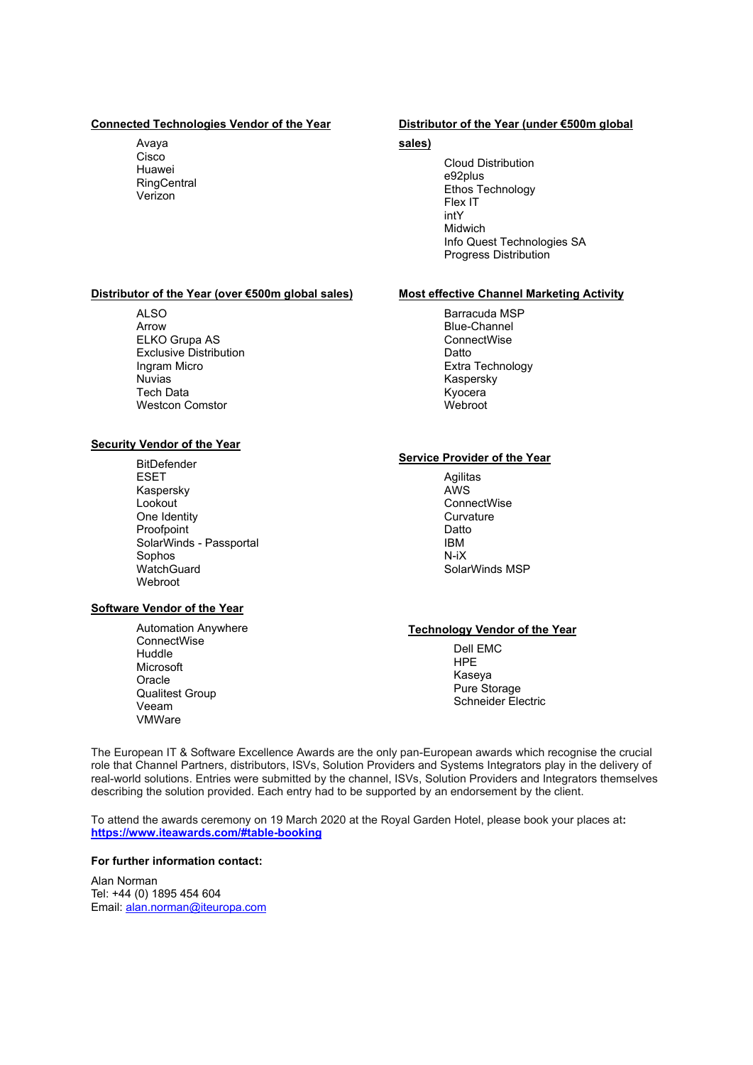**Connected Technologies Vendor of the Year**

Avaya
Cisco
Huawei
RingCentral
Verizon

**Distributor of the Year (under €500m global sales)**

Cloud Distribution
e92plus
Ethos Technology
Flex IT
intY
Midwich
Info Quest Technologies SA
Progress Distribution

**Distributor of the Year (over €500m global sales)**

ALSO
Arrow
ELKO Grupa AS
Exclusive Distribution
Ingram Micro
Nuvias
Tech Data
Westcon Comstor

**Most effective Channel Marketing Activity**

Barracuda MSP
Blue-Channel
ConnectWise
Datto
Extra Technology
Kaspersky
Kyocera
Webroot

**Security Vendor of the Year**

BitDefender
ESET
Kaspersky
Lookout
One Identity
Proofpoint
SolarWinds - Passportal
Sophos
WatchGuard
Webroot

**Service Provider of the Year**

Agilitas
AWS
ConnectWise
Curvature
Datto
IBM
N-iX
SolarWinds MSP

**Software Vendor of the Year**

Automation Anywhere
ConnectWise
Huddle
Microsoft
Oracle
Qualitest Group
Veeam
VMWare

**Technology Vendor of the Year**

Dell EMC
HPE
Kaseya
Pure Storage
Schneider Electric

The European IT & Software Excellence Awards are the only pan-European awards which recognise the crucial role that Channel Partners, distributors, ISVs, Solution Providers and Systems Integrators play in the delivery of real-world solutions. Entries were submitted by the channel, ISVs, Solution Providers and Integrators themselves describing the solution provided. Each entry had to be supported by an endorsement by the client.

To attend the awards ceremony on 19 March 2020 at the Royal Garden Hotel, please book your places at**:** **https://www.iteawards.com/#table-booking**

**For further information contact:**

Alan Norman
Tel: +44 (0) 1895 454 604
Email: alan.norman@iteuropa.com